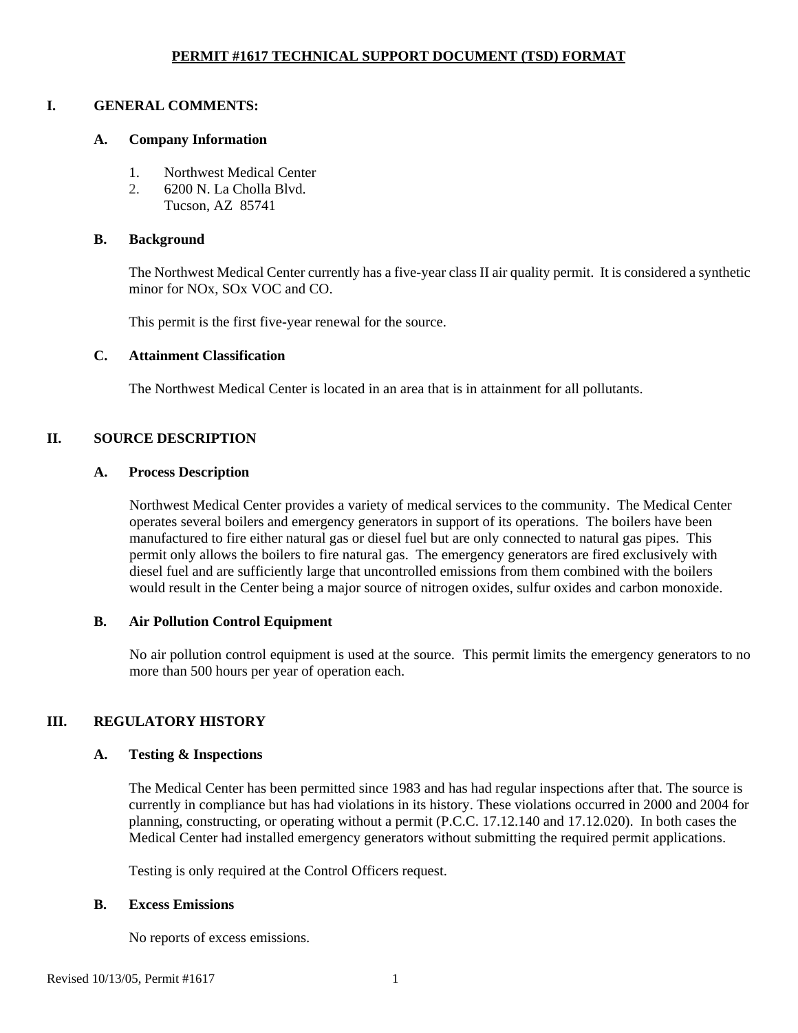# PERMIT #1617 TECHNICAL SUPPORT DOCUMENT (TSD) FORMAT

## I. GENERAL COMMENTS:

### A. Company Information

1. Northwest Medical Center
2. 6200 N. La Cholla Blvd.
   Tucson, AZ 85741

### B. Background

The Northwest Medical Center currently has a five-year class II air quality permit. It is considered a synthetic minor for NOx, SOx VOC and CO.

This permit is the first five-year renewal for the source.

### C. Attainment Classification

The Northwest Medical Center is located in an area that is in attainment for all pollutants.

## II. SOURCE DESCRIPTION

### A. Process Description

Northwest Medical Center provides a variety of medical services to the community. The Medical Center operates several boilers and emergency generators in support of its operations. The boilers have been manufactured to fire either natural gas or diesel fuel but are only connected to natural gas pipes. This permit only allows the boilers to fire natural gas. The emergency generators are fired exclusively with diesel fuel and are sufficiently large that uncontrolled emissions from them combined with the boilers would result in the Center being a major source of nitrogen oxides, sulfur oxides and carbon monoxide.

### B. Air Pollution Control Equipment

No air pollution control equipment is used at the source. This permit limits the emergency generators to no more than 500 hours per year of operation each.

## III. REGULATORY HISTORY

### A. Testing & Inspections

The Medical Center has been permitted since 1983 and has had regular inspections after that. The source is currently in compliance but has had violations in its history. These violations occurred in 2000 and 2004 for planning, constructing, or operating without a permit (P.C.C. 17.12.140 and 17.12.020). In both cases the Medical Center had installed emergency generators without submitting the required permit applications.

Testing is only required at the Control Officers request.

### B. Excess Emissions

No reports of excess emissions.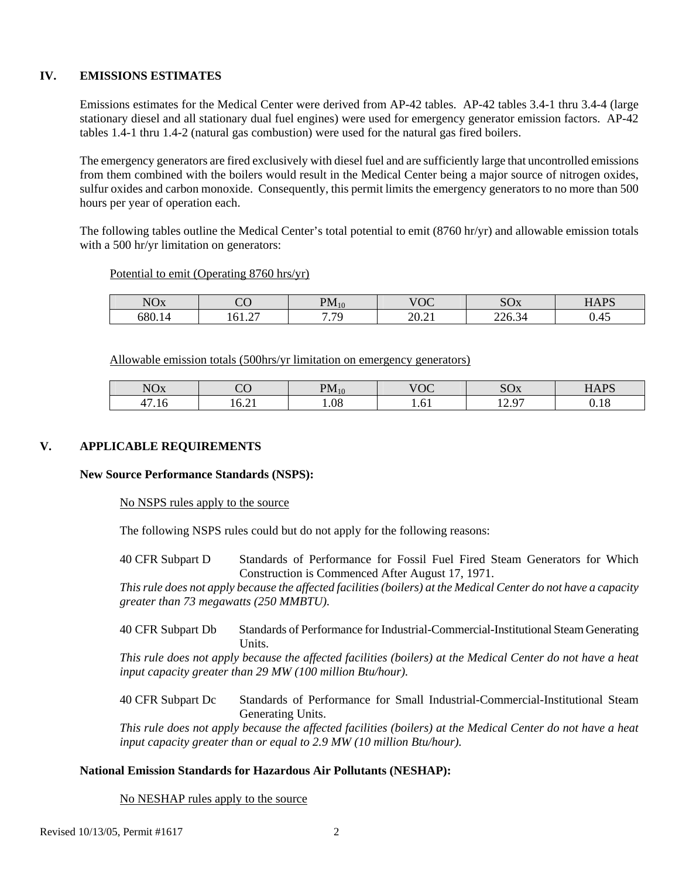## IV. EMISSIONS ESTIMATES

Emissions estimates for the Medical Center were derived from AP-42 tables. AP-42 tables 3.4-1 thru 3.4-4 (large stationary diesel and all stationary dual fuel engines) were used for emergency generator emission factors. AP-42 tables 1.4-1 thru 1.4-2 (natural gas combustion) were used for the natural gas fired boilers.

The emergency generators are fired exclusively with diesel fuel and are sufficiently large that uncontrolled emissions from them combined with the boilers would result in the Medical Center being a major source of nitrogen oxides, sulfur oxides and carbon monoxide. Consequently, this permit limits the emergency generators to no more than 500 hours per year of operation each.

The following tables outline the Medical Center's total potential to emit (8760 hr/yr) and allowable emission totals with a 500 hr/yr limitation on generators:

Potential to emit (Operating 8760 hrs/yr)

| NOx | CO | $PM_{10}$ | VOC | SOx | HAPS |
|---|---|---|---|---|---|
| 680.14 | 161.27 | 7.79 | 20.21 | 226.34 | 0.45 |

Allowable emission totals (500hrs/yr limitation on emergency generators)

| NOx | CO | $PM_{10}$ | VOC | SOx | HAPS |
|---|---|---|---|---|---|
| 47.16 | 16.21 | 1.08 | 1.61 | 12.97 | 0.18 |

## V. APPLICABLE REQUIREMENTS

**New Source Performance Standards (NSPS):**

No NSPS rules apply to the source

The following NSPS rules could but do not apply for the following reasons:

40 CFR Subpart D Standards of Performance for Fossil Fuel Fired Steam Generators for Which Construction is Commenced After August 17, 1971.
*This rule does not apply because the affected facilities (boilers) at the Medical Center do not have a capacity greater than 73 megawatts (250 MMBTU).*

40 CFR Subpart Db Standards of Performance for Industrial-Commercial-Institutional Steam Generating Units.
*This rule does not apply because the affected facilities (boilers) at the Medical Center do not have a heat input capacity greater than 29 MW (100 million Btu/hour).*

40 CFR Subpart Dc Standards of Performance for Small Industrial-Commercial-Institutional Steam Generating Units.
*This rule does not apply because the affected facilities (boilers) at the Medical Center do not have a heat input capacity greater than or equal to 2.9 MW (10 million Btu/hour).*

**National Emission Standards for Hazardous Air Pollutants (NESHAP):**

No NESHAP rules apply to the source

Revised 10/13/05, Permit #1617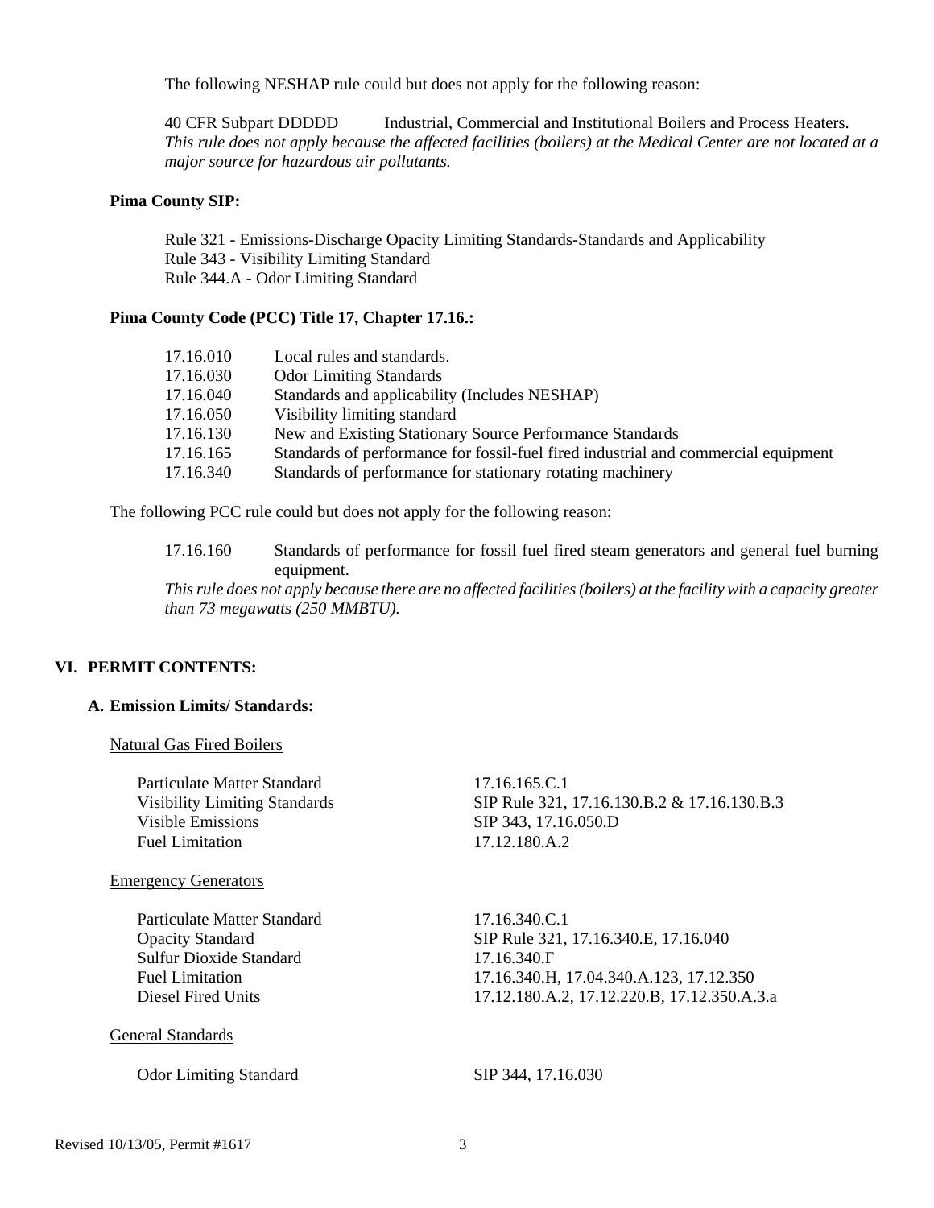The following NESHAP rule could but does not apply for the following reason:

40 CFR Subpart DDDDD Industrial, Commercial and Institutional Boilers and Process Heaters.
*This rule does not apply because the affected facilities (boilers) at the Medical Center are not located at a major source for hazardous air pollutants.*

**Pima County SIP:**

Rule 321 - Emissions-Discharge Opacity Limiting Standards-Standards and Applicability
Rule 343 - Visibility Limiting Standard
Rule 344.A - Odor Limiting Standard

**Pima County Code (PCC) Title 17, Chapter 17.16.:**

| | |
|---|---|
| 17.16.010 | Local rules and standards. |
| 17.16.030 | Odor Limiting Standards |
| 17.16.040 | Standards and applicability (Includes NESHAP) |
| 17.16.050 | Visibility limiting standard |
| 17.16.130 | New and Existing Stationary Source Performance Standards |
| 17.16.165 | Standards of performance for fossil-fuel fired industrial and commercial equipment |
| 17.16.340 | Standards of performance for stationary rotating machinery |

The following PCC rule could but does not apply for the following reason:

17.16.160 Standards of performance for fossil fuel fired steam generators and general fuel burning equipment.
*This rule does not apply because there are no affected facilities (boilers) at the facility with a capacity greater than 73 megawatts (250 MMBTU).*

## VI. PERMIT CONTENTS:

### A. Emission Limits/ Standards:

Natural Gas Fired Boilers

| | |
|---|---|
| Particulate Matter Standard | 17.16.165.C.1 |
| Visibility Limiting Standards | SIP Rule 321, 17.16.130.B.2 & 17.16.130.B.3 |
| Visible Emissions | SIP 343, 17.16.050.D |
| Fuel Limitation | 17.12.180.A.2 |

Emergency Generators

| | |
|---|---|
| Particulate Matter Standard | 17.16.340.C.1 |
| Opacity Standard | SIP Rule 321, 17.16.340.E, 17.16.040 |
| Sulfur Dioxide Standard | 17.16.340.F |
| Fuel Limitation | 17.16.340.H, 17.04.340.A.123, 17.12.350 |
| Diesel Fired Units | 17.12.180.A.2, 17.12.220.B, 17.12.350.A.3.a |

General Standards

| | |
|---|---|
| Odor Limiting Standard | SIP 344, 17.16.030 |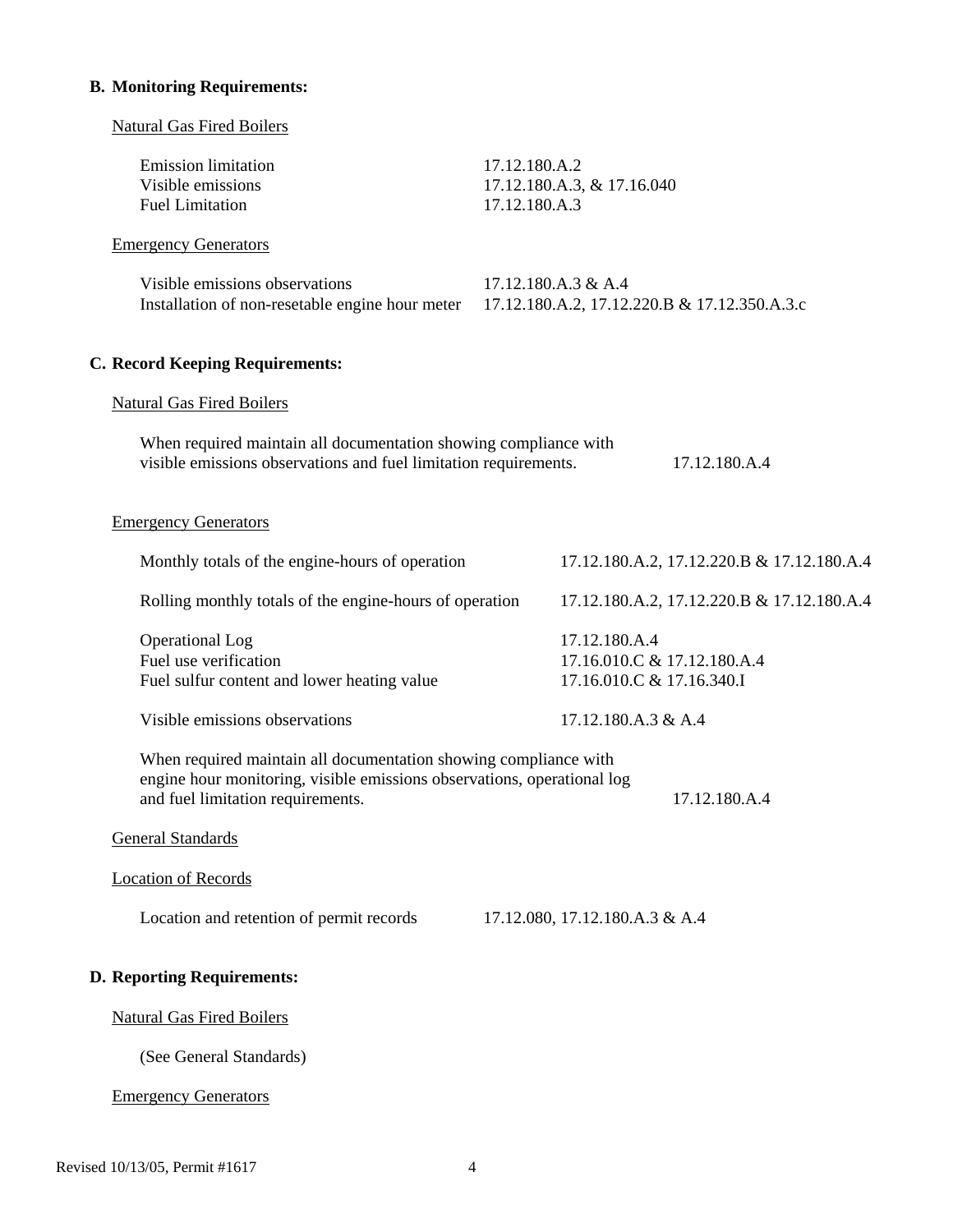**B. Monitoring Requirements:**

Natural Gas Fired Boilers

| | |
|---|---|
| Emission limitation | 17.12.180.A.2 |
| Visible emissions | 17.12.180.A.3, & 17.16.040 |
| Fuel Limitation | 17.12.180.A.3 |

Emergency Generators

| | |
|---|---|
| Visible emissions observations | 17.12.180.A.3 & A.4 |
| Installation of non-resetable engine hour meter | 17.12.180.A.2, 17.12.220.B & 17.12.350.A.3.c |

**C. Record Keeping Requirements:**

Natural Gas Fired Boilers

| | |
|---|---|
| When required maintain all documentation showing compliance with visible emissions observations and fuel limitation requirements. | 17.12.180.A.4 |

Emergency Generators

| | |
|---|---|
| Monthly totals of the engine-hours of operation | 17.12.180.A.2, 17.12.220.B & 17.12.180.A.4 |
| Rolling monthly totals of the engine-hours of operation | 17.12.180.A.2, 17.12.220.B & 17.12.180.A.4 |
| Operational Log | 17.12.180.A.4 |
| Fuel use verification | 17.16.010.C & 17.12.180.A.4 |
| Fuel sulfur content and lower heating value | 17.16.010.C & 17.16.340.I |
| Visible emissions observations | 17.12.180.A.3 & A.4 |
| When required maintain all documentation showing compliance with engine hour monitoring, visible emissions observations, operational log and fuel limitation requirements. | 17.12.180.A.4 |

General Standards

Location of Records

| | |
|---|---|
| Location and retention of permit records | 17.12.080, 17.12.180.A.3 & A.4 |

**D. Reporting Requirements:**

Natural Gas Fired Boilers

(See General Standards)

Emergency Generators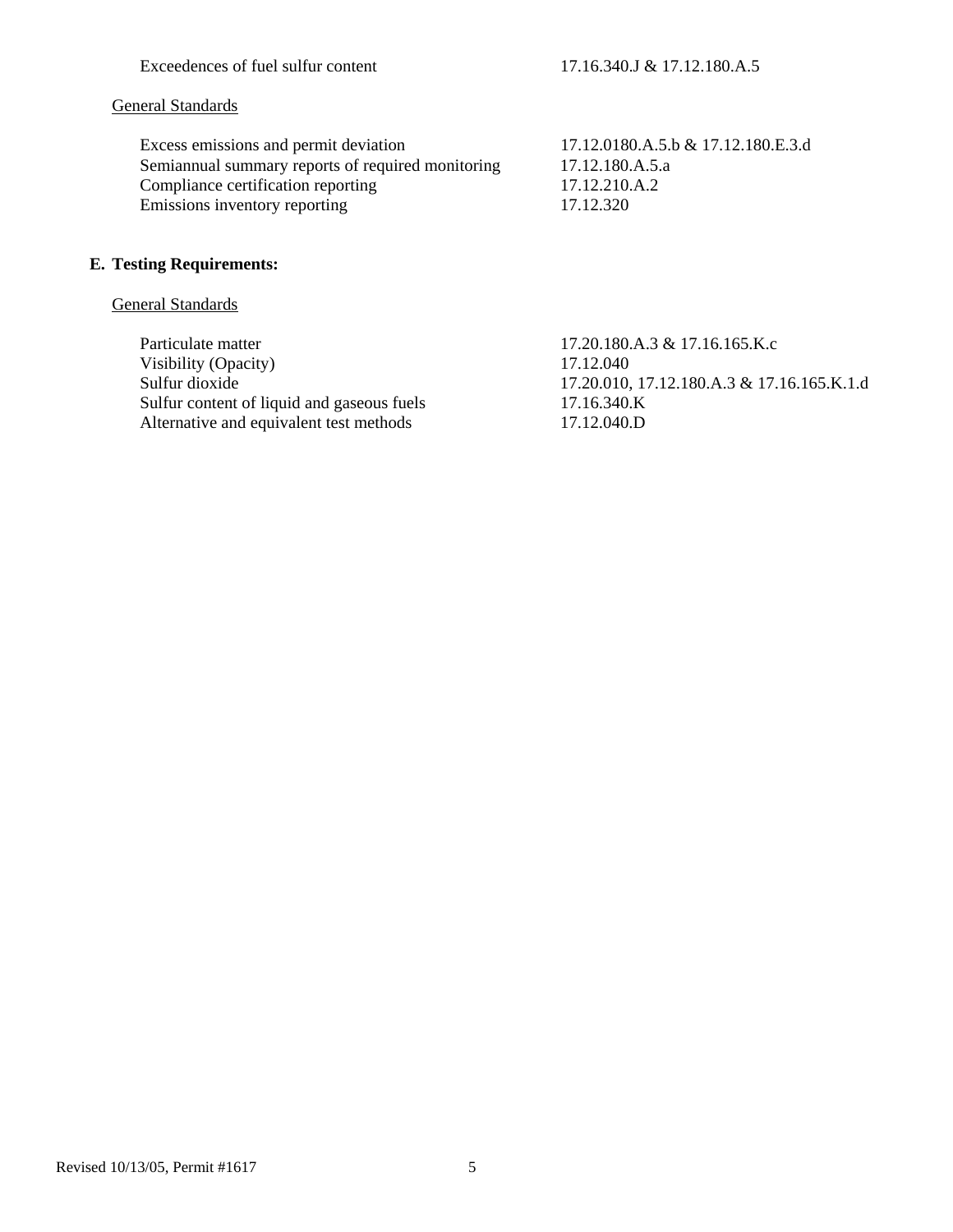| | |
|---|---|
| Exceedences of fuel sulfur content | 17.16.340.J & 17.12.180.A.5 |

General Standards

| | |
|---|---|
| Excess emissions and permit deviation | 17.12.0180.A.5.b & 17.12.180.E.3.d |
| Semiannual summary reports of required monitoring | 17.12.180.A.5.a |
| Compliance certification reporting | 17.12.210.A.2 |
| Emissions inventory reporting | 17.12.320 |

**E. Testing Requirements:**

General Standards

| | |
|---|---|
| Particulate matter | 17.20.180.A.3 & 17.16.165.K.c |
| Visibility (Opacity) | 17.12.040 |
| Sulfur dioxide | 17.20.010, 17.12.180.A.3 & 17.16.165.K.1.d |
| Sulfur content of liquid and gaseous fuels | 17.16.340.K |
| Alternative and equivalent test methods | 17.12.040.D |

Revised 10/13/05, Permit #1617